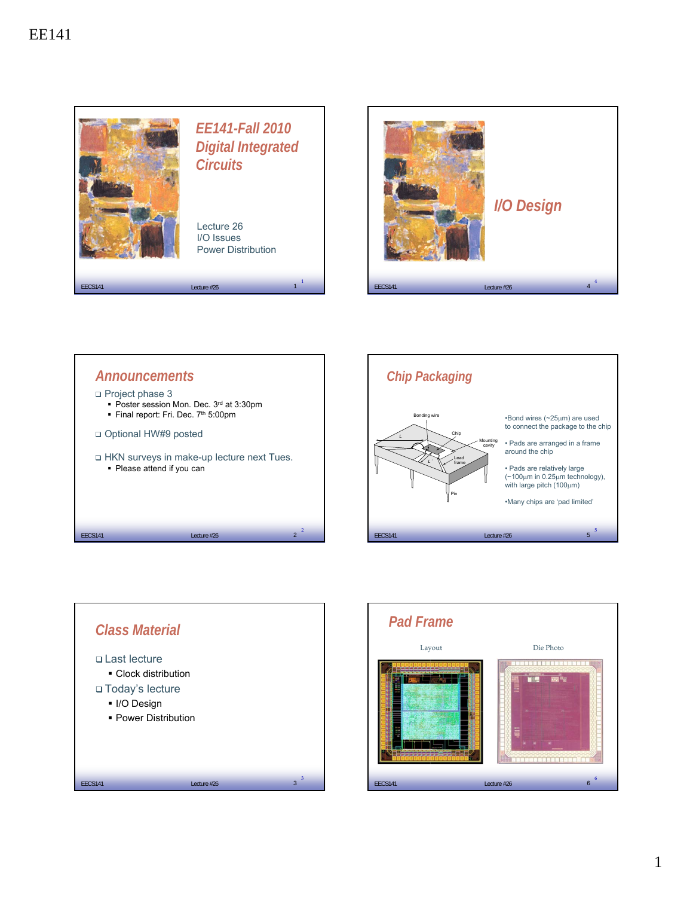# EE141

## EE141-Fall 2010 Digital Integrated Circuits

Lecture 26
I/O Issues
Power Distribution

## I/O Design

## Announcements

- Project phase 3
  - Poster session Mon. Dec. 3rd at 3:30pm
  - Final report: Fri. Dec. 7th 5:00pm
- Optional HW#9 posted
- HKN surveys in make-up lecture next Tues.
  - Please attend if you can

## Chip Packaging

Bonding wire, Chip, Mounting cavity, Lead frame, Pin, L, L'

- Bond wires (~25μm) are used to connect the package to the chip
- Pads are arranged in a frame around the chip
- Pads are relatively large (~100μm in 0.25μm technology), with large pitch (100μm)
- Many chips are 'pad limited'

## Class Material

- Last lecture
  - Clock distribution
- Today's lecture
  - I/O Design
  - Power Distribution

## Pad Frame

Layout

Die Photo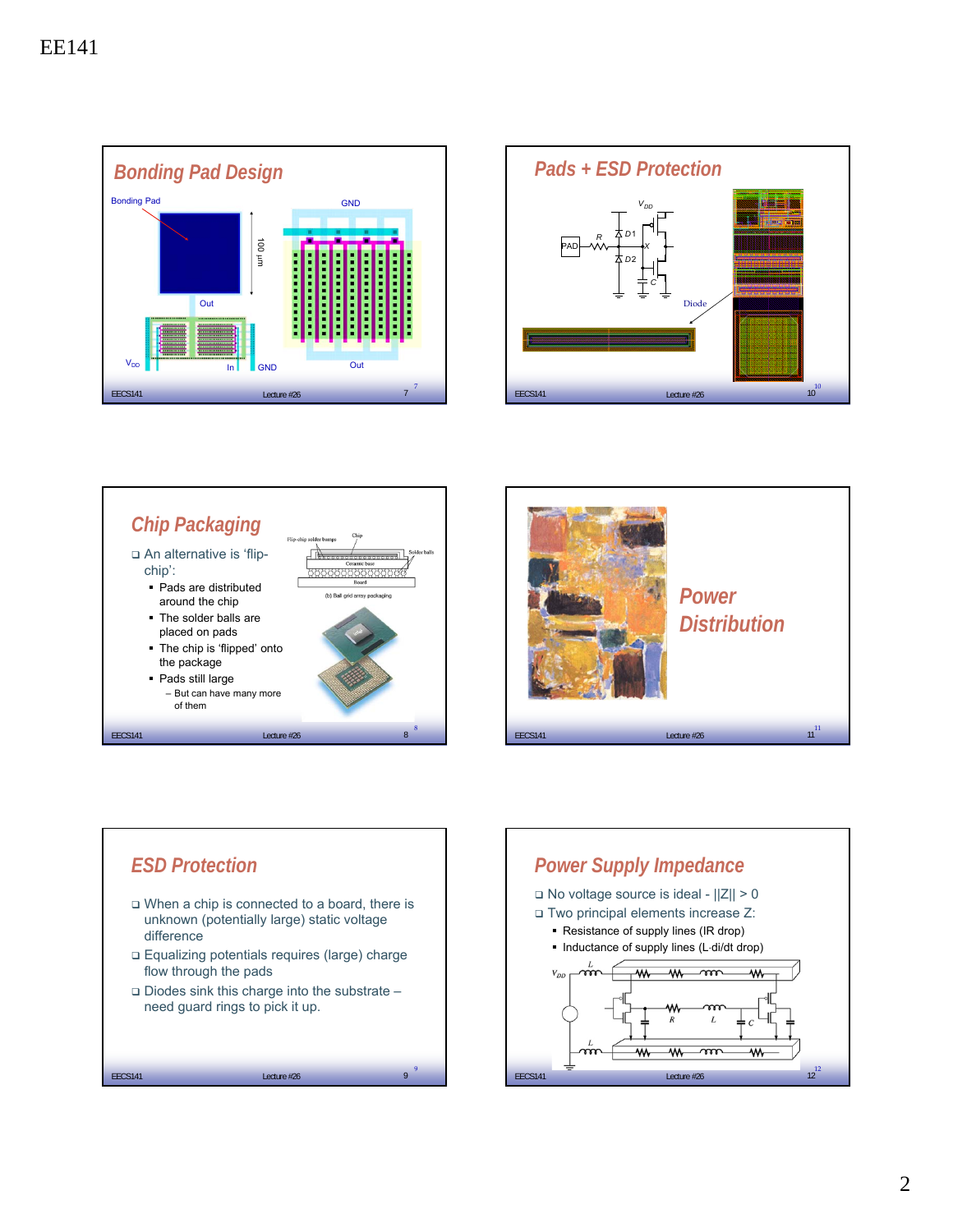EE141

## Bonding Pad Design

Bonding Pad

GND

100 µm

Out

$V_{DD}$ In GND Out

## Pads + ESD Protection

$V_{DD}$

PAD R D1 X D2 C

Diode

## Chip Packaging

- An alternative is 'flip-chip':
  - Pads are distributed around the chip
  - The solder balls are placed on pads
  - The chip is 'flipped' onto the package
  - Pads still large
    - But can have many more of them

Flip-chip solder bumps Chip Solder balls Ceramic base Board

(b) Ball grid array packaging

## Power Distribution

## ESD Protection

- When a chip is connected to a board, there is unknown (potentially large) static voltage difference
- Equalizing potentials requires (large) charge flow through the pads
- Diodes sink this charge into the substrate – need guard rings to pick it up.

## Power Supply Impedance

- No voltage source is ideal - $||Z|| > 0$
- Two principal elements increase Z:
  - Resistance of supply lines (IR drop)
  - Inductance of supply lines (L·di/dt drop)

$V_{DD}$ L R L C L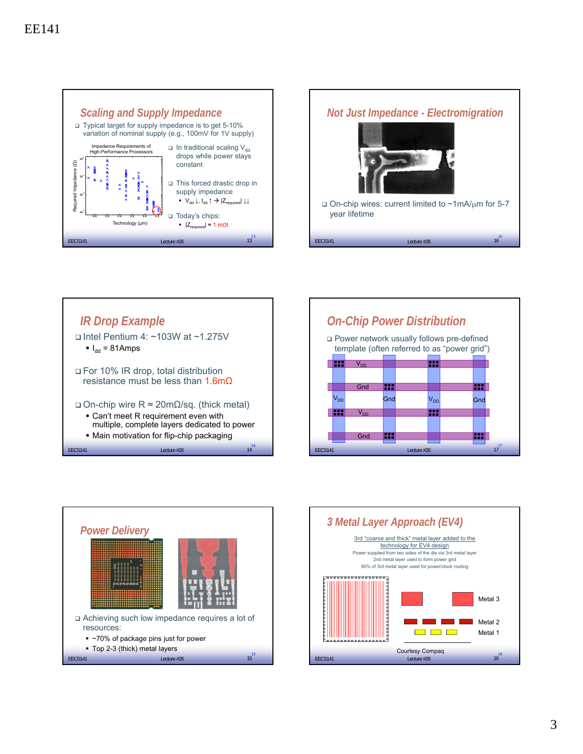# EE141

## Scaling and Supply Impedance

- Typical target for supply impedance is to get 5-10% variation of nominal supply (e.g., 100mV for 1V supply)

Impedance Requirements of High-Performance Processors

- In traditional scaling $V_{dd}$ drops while power stays constant
- This forced drastic drop in supply impedance
  - $V_{dd} \downarrow$, $I_{dd} \uparrow \rightarrow |Z_{required}| \downarrow\downarrow$
- Today's chips:
  - $|Z_{required}| \approx 1\ m\Omega$!

## Not Just Impedance - Electromigration

- On-chip wires: current limited to ~1mA/µm for 5-7 year lifetime

## IR Drop Example

- Intel Pentium 4: ~103W at ~1.275V
  - $I_{dd}$ = 81Amps
- For 10% IR drop, total distribution resistance must be less than 1.6mΩ
- On-chip wire R ≈ 20mΩ/sq. (thick metal)
  - Can't meet R requirement even with multiple, complete layers dedicated to power
  - Main motivation for flip-chip packaging

## On-Chip Power Distribution

- Power network usually follows pre-defined template (often referred to as "power grid")

## Power Delivery

- Achieving such low impedance requires a lot of resources:
  - ~70% of package pins just for power
  - Top 2-3 (thick) metal layers

## 3 Metal Layer Approach (EV4)

3rd "coarse and thick" metal layer added to the technology for EV4 design

Power supplied from two sides of the die via 3rd metal layer

2nd metal layer used to form power grid

90% of 3rd metal layer used for power/clock routing

Metal 3

Metal 2

Metal 1

Courtesy Compaq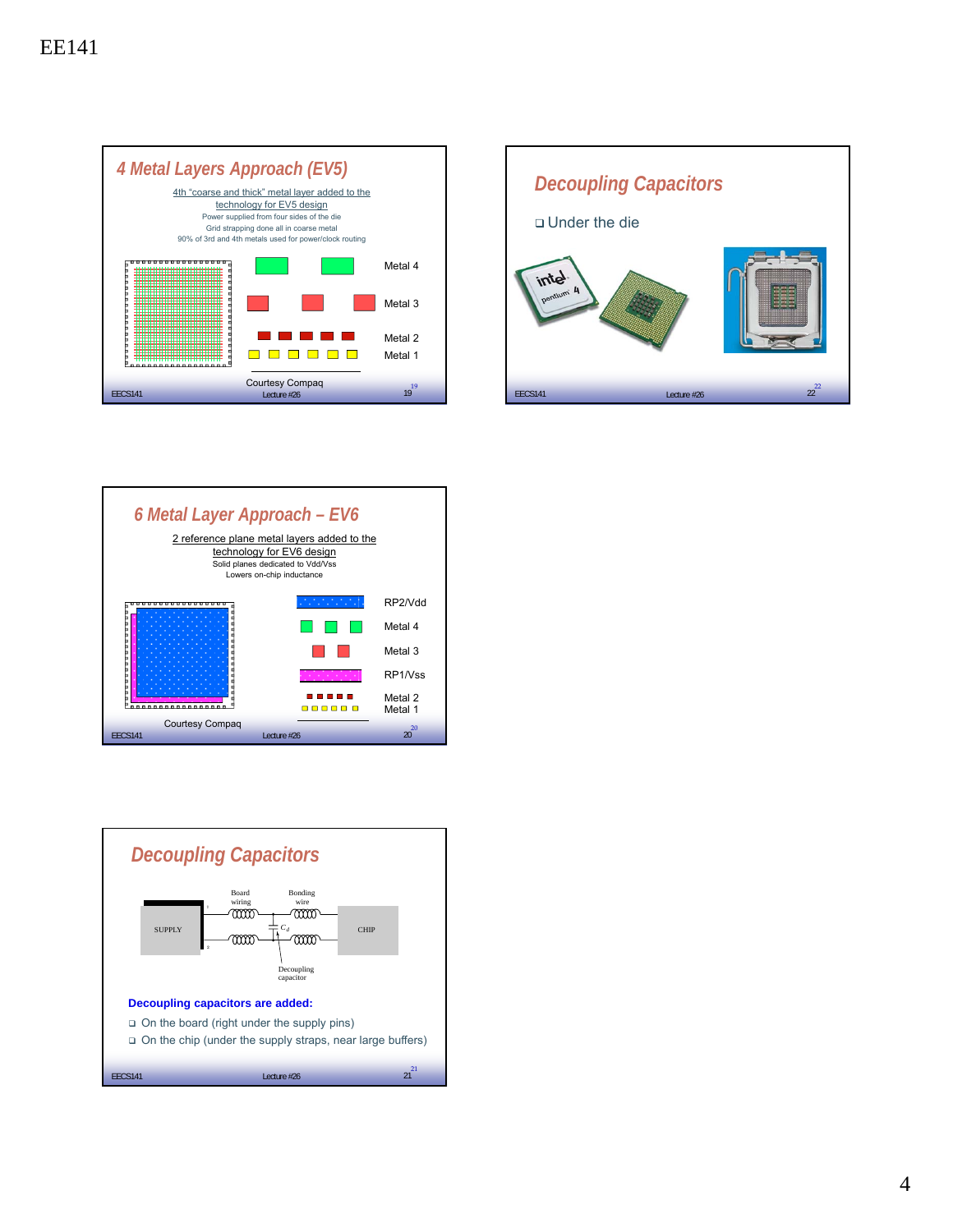## 4 Metal Layers Approach (EV5)

4th "coarse and thick" metal layer added to the technology for EV5 design

Power supplied from four sides of the die

Grid strapping done all in coarse metal

90% of 3rd and 4th metals used for power/clock routing

Metal 4

Metal 3

Metal 2

Metal 1

Courtesy Compaq

## 6 Metal Layer Approach – EV6

2 reference plane metal layers added to the technology for EV6 design

Solid planes dedicated to Vdd/Vss

Lowers on-chip inductance

RP2/Vdd

Metal 4

Metal 3

RP1/Vss

Metal 2

Metal 1

Courtesy Compaq

## Decoupling Capacitors

SUPPLY

Board wiring

Bonding wire

$C_d$

CHIP

Decoupling capacitor

**Decoupling capacitors are added:**

- On the board (right under the supply pins)
- On the chip (under the supply straps, near large buffers)

## Decoupling Capacitors

- Under the die